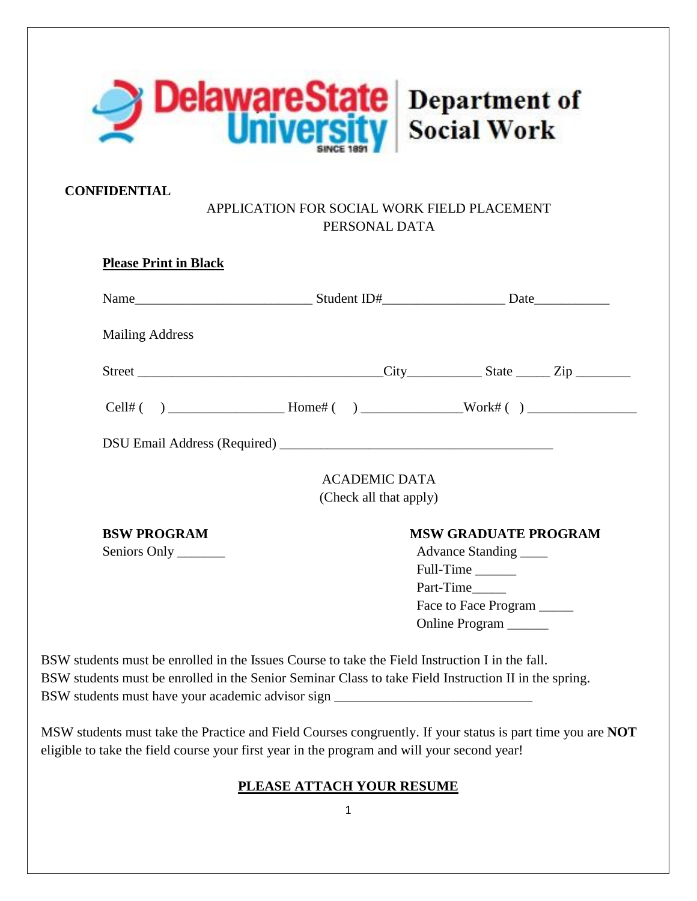Delaware State University | Department of Social Work

**CONFIDENTIAL**

APPLICATION FOR SOCIAL WORK FIELD PLACEMENT
PERSONAL DATA

**Please Print in Black**

Name__________________________ Student ID#__________________ Date___________

Mailing Address

Street ____________________________________City___________ State _____ Zip ________

Cell# (    ) _________________ Home# (    ) _______________Work# (  ) ________________

DSU Email Address (Required) ________________________________________

ACADEMIC DATA
(Check all that apply)

**BSW PROGRAM**

Seniors Only _______

**MSW GRADUATE PROGRAM**

Advance Standing ____
Full-Time ______
Part-Time_____
Face to Face Program _____
Online Program ______

BSW students must be enrolled in the Issues Course to take the Field Instruction I in the fall.
BSW students must be enrolled in the Senior Seminar Class to take Field Instruction II in the spring.
BSW students must have your academic advisor sign _____________________________

MSW students must take the Practice and Field Courses congruently. If your status is part time you are **NOT** eligible to take the field course your first year in the program and will your second year!

**PLEASE ATTACH YOUR RESUME**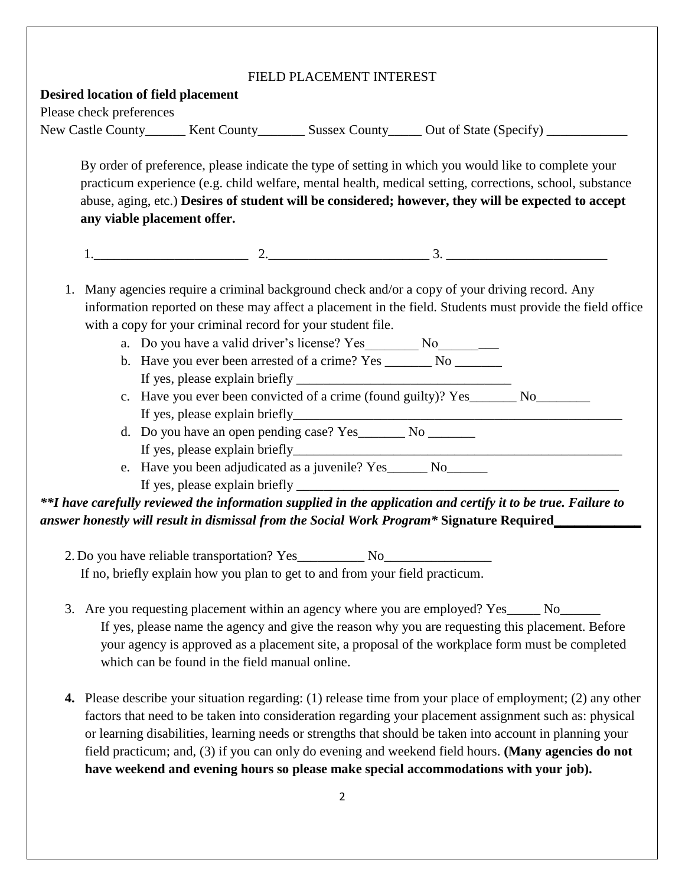FIELD PLACEMENT INTEREST

**Desired location of field placement**

Please check preferences

New Castle County______ Kent County_______ Sussex County_____ Out of State (Specify) ____________

By order of preference, please indicate the type of setting in which you would like to complete your practicum experience (e.g. child welfare, mental health, medical setting, corrections, school, substance abuse, aging, etc.) **Desires of student will be considered; however, they will be expected to accept any viable placement offer.**

1.______________________ 2.________________________ 3. ________________________

1. Many agencies require a criminal background check and/or a copy of your driving record. Any information reported on these may affect a placement in the field. Students must provide the field office with a copy for your criminal record for your student file.
   a. Do you have a valid driver's license? Yes________ No_________
   b. Have you ever been arrested of a crime? Yes _______ No _______
      If yes, please explain briefly _________________________________
   c. Have you ever been convicted of a crime (found guilty)? Yes_______ No________
      If yes, please explain briefly___________________________________________________
   d. Do you have an open pending case? Yes_______ No _______
      If yes, please explain briefly___________________________________________________
   e. Have you been adjudicated as a juvenile? Yes______ No______
      If yes, please explain briefly ___________________________________________________

***\*I have carefully reviewed the information supplied in the application and certify it to be true. Failure to answer honestly will result in dismissal from the Social Work Program\**** **Signature Required____________**

2. Do you have reliable transportation? Yes__________ No________________
   If no, briefly explain how you plan to get to and from your field practicum.

3. Are you requesting placement within an agency where you are employed? Yes_____ No______
   If yes, please name the agency and give the reason why you are requesting this placement. Before your agency is approved as a placement site, a proposal of the workplace form must be completed which can be found in the field manual online.

4. Please describe your situation regarding: (1) release time from your place of employment; (2) any other factors that need to be taken into consideration regarding your placement assignment such as: physical or learning disabilities, learning needs or strengths that should be taken into account in planning your field practicum; and, (3) if you can only do evening and weekend field hours. **(Many agencies do not have weekend and evening hours so please make special accommodations with your job).**